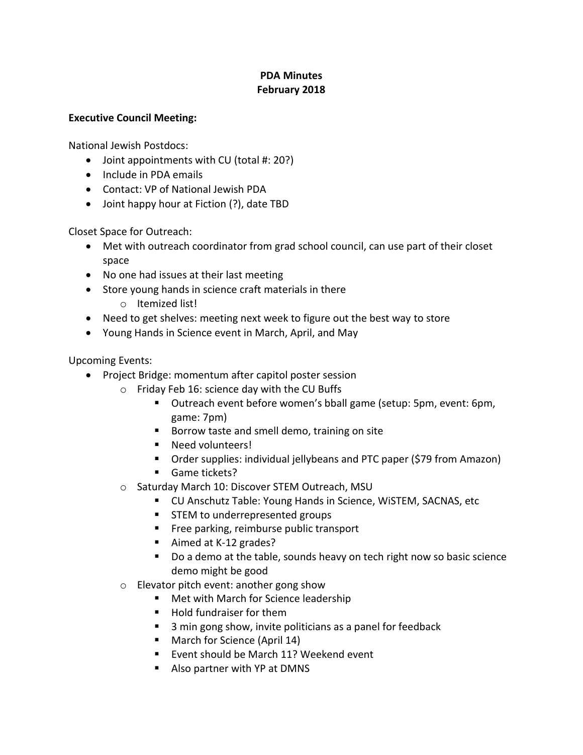# PDA Minutes
# February 2018

**Executive Council Meeting:**

National Jewish Postdocs:

- Joint appointments with CU (total #: 20?)
- Include in PDA emails
- Contact: VP of National Jewish PDA
- Joint happy hour at Fiction (?), date TBD

Closet Space for Outreach:

- Met with outreach coordinator from grad school council, can use part of their closet space
- No one had issues at their last meeting
- Store young hands in science craft materials in there
    - Itemized list!
- Need to get shelves: meeting next week to figure out the best way to store
- Young Hands in Science event in March, April, and May

Upcoming Events:

- Project Bridge: momentum after capitol poster session
    - Friday Feb 16: science day with the CU Buffs
        - Outreach event before women's bball game (setup: 5pm, event: 6pm, game: 7pm)
        - Borrow taste and smell demo, training on site
        - Need volunteers!
        - Order supplies: individual jellybeans and PTC paper ($79 from Amazon)
        - Game tickets?
    - Saturday March 10: Discover STEM Outreach, MSU
        - CU Anschutz Table: Young Hands in Science, WiSTEM, SACNAS, etc
        - STEM to underrepresented groups
        - Free parking, reimburse public transport
        - Aimed at K-12 grades?
        - Do a demo at the table, sounds heavy on tech right now so basic science demo might be good
    - Elevator pitch event: another gong show
        - Met with March for Science leadership
        - Hold fundraiser for them
        - 3 min gong show, invite politicians as a panel for feedback
        - March for Science (April 14)
        - Event should be March 11? Weekend event
        - Also partner with YP at DMNS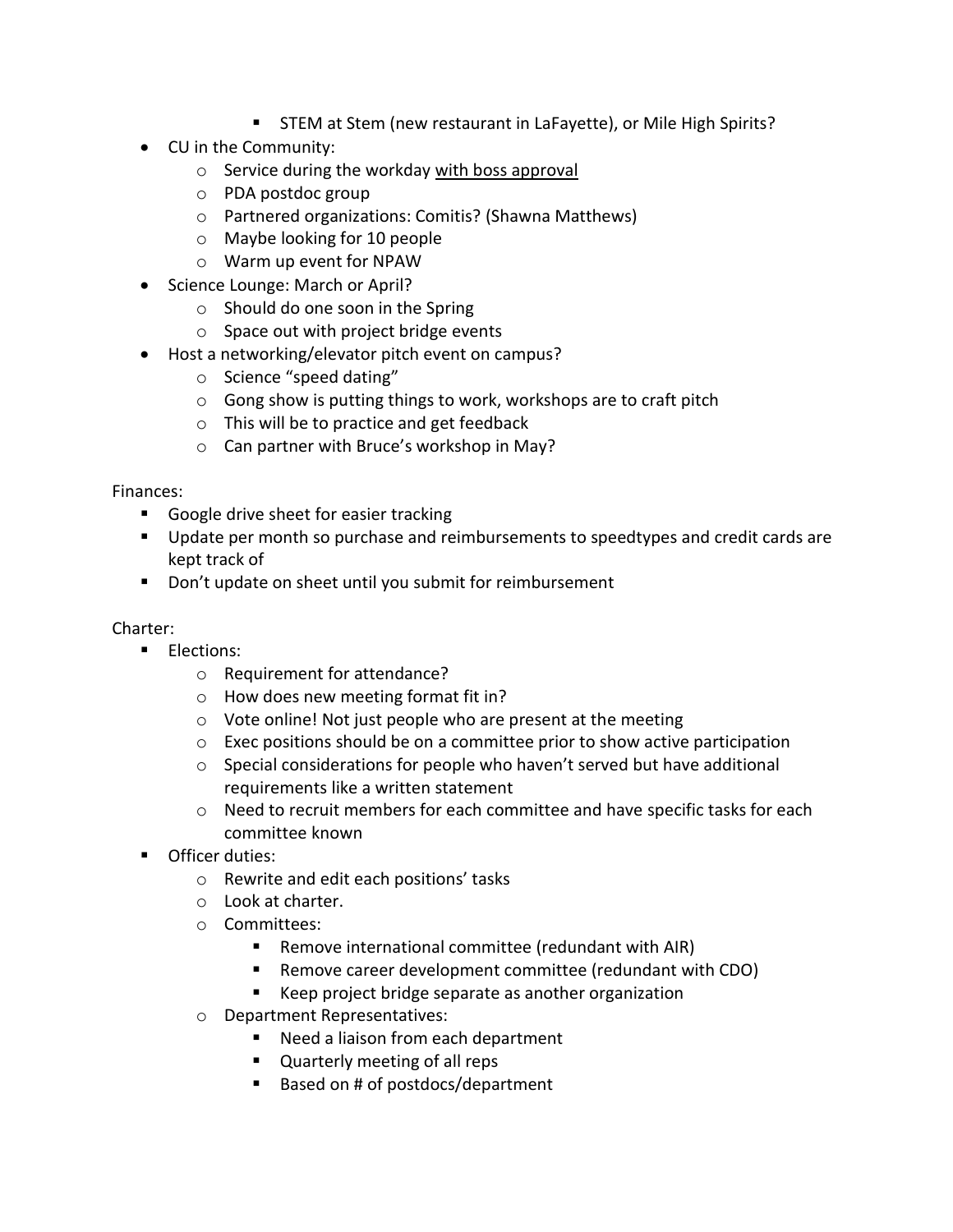- STEM at Stem (new restaurant in LaFayette), or Mile High Spirits?
- CU in the Community:
    - Service during the workday <u>with boss approval</u>
    - PDA postdoc group
    - Partnered organizations: Comitis? (Shawna Matthews)
    - Maybe looking for 10 people
    - Warm up event for NPAW
- Science Lounge: March or April?
    - Should do one soon in the Spring
    - Space out with project bridge events
- Host a networking/elevator pitch event on campus?
    - Science "speed dating"
    - Gong show is putting things to work, workshops are to craft pitch
    - This will be to practice and get feedback
    - Can partner with Bruce's workshop in May?

Finances:

- Google drive sheet for easier tracking
- Update per month so purchase and reimbursements to speedtypes and credit cards are kept track of
- Don't update on sheet until you submit for reimbursement

Charter:

- Elections:
    - Requirement for attendance?
    - How does new meeting format fit in?
    - Vote online! Not just people who are present at the meeting
    - Exec positions should be on a committee prior to show active participation
    - Special considerations for people who haven't served but have additional requirements like a written statement
    - Need to recruit members for each committee and have specific tasks for each committee known
- Officer duties:
    - Rewrite and edit each positions' tasks
    - Look at charter.
    - Committees:
        - Remove international committee (redundant with AIR)
        - Remove career development committee (redundant with CDO)
        - Keep project bridge separate as another organization
    - Department Representatives:
        - Need a liaison from each department
        - Quarterly meeting of all reps
        - Based on # of postdocs/department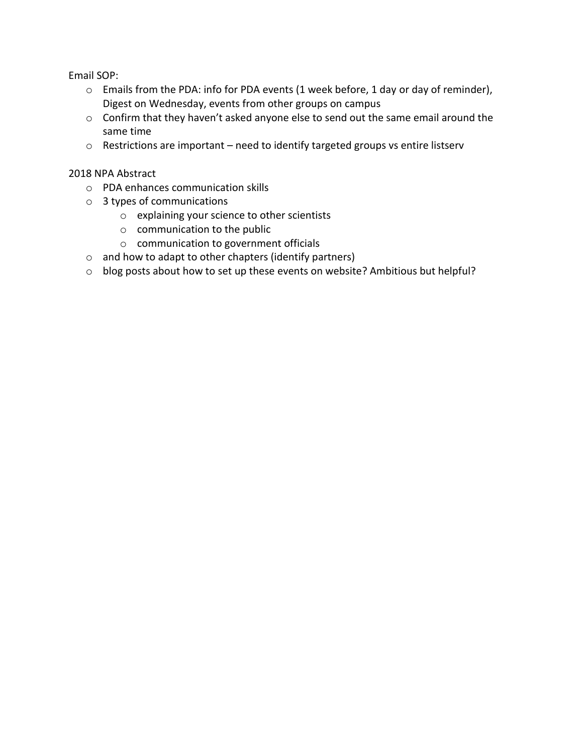Email SOP:

- Emails from the PDA: info for PDA events (1 week before, 1 day or day of reminder), Digest on Wednesday, events from other groups on campus
- Confirm that they haven't asked anyone else to send out the same email around the same time
- Restrictions are important – need to identify targeted groups vs entire listserv

2018 NPA Abstract

- PDA enhances communication skills
- 3 types of communications
    - explaining your science to other scientists
    - communication to the public
    - communication to government officials
- and how to adapt to other chapters (identify partners)
- blog posts about how to set up these events on website? Ambitious but helpful?